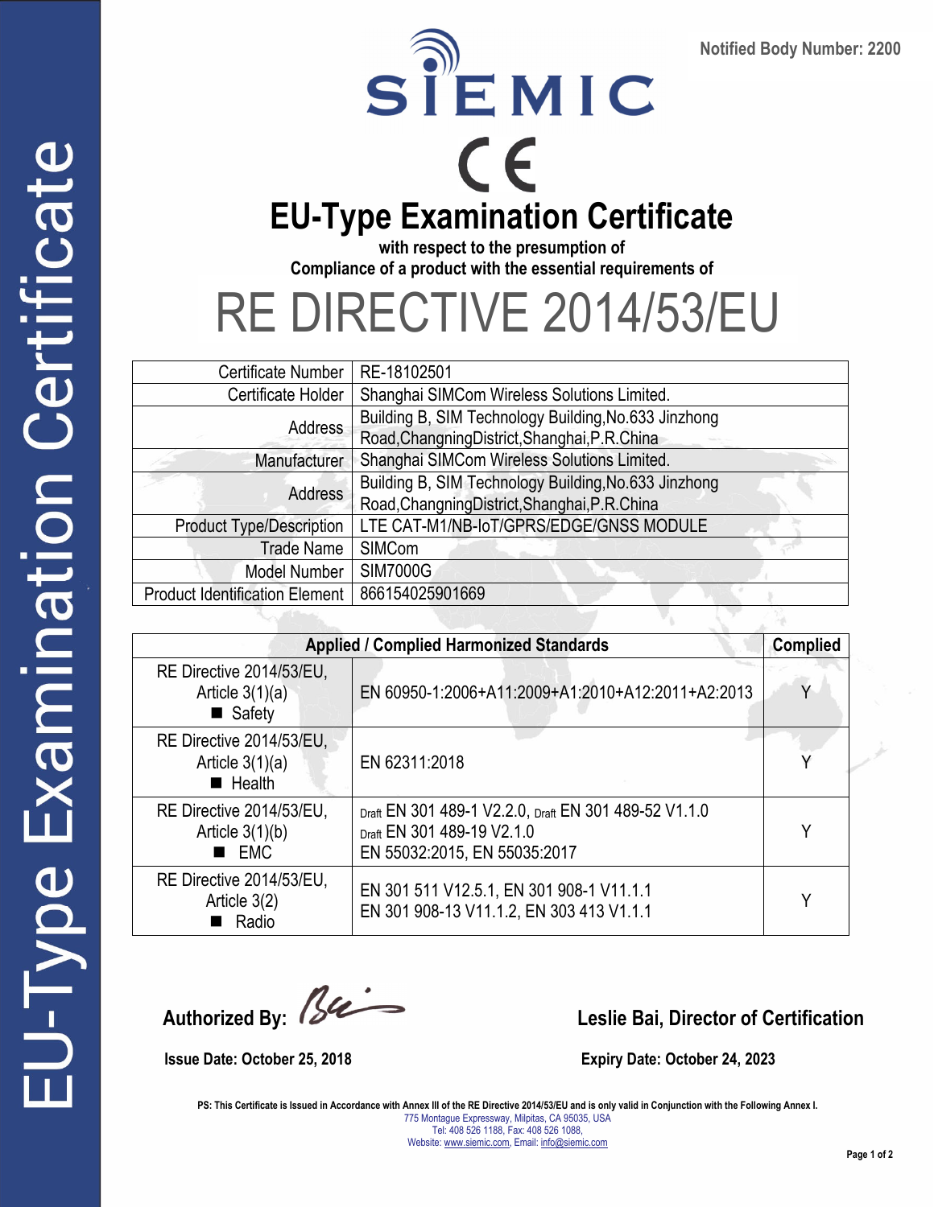Notified Body Number: 2200

SIEMIC

CE

# EU-Type Examination Certificate

**with respect to the presumption of**
**Compliance of a product with the essential requirements of**

# RE DIRECTIVE 2014/53/EU

| | |
|---|---|
| Certificate Number | RE-18102501 |
| Certificate Holder | Shanghai SIMCom Wireless Solutions Limited. |
| Address | Building B, SIM Technology Building,No.633 Jinzhong Road,ChangningDistrict,Shanghai,P.R.China |
| Manufacturer | Shanghai SIMCom Wireless Solutions Limited. |
| Address | Building B, SIM Technology Building,No.633 Jinzhong Road,ChangningDistrict,Shanghai,P.R.China |
| Product Type/Description | LTE CAT-M1/NB-IoT/GPRS/EDGE/GNSS MODULE |
| Trade Name | SIMCom |
| Model Number | SIM7000G |
| Product Identification Element | 866154025901669 |

| Applied / Complied Harmonized Standards | | Complied |
|---|---|---|
| RE Directive 2014/53/EU, Article 3(1)(a) ■ Safety | EN 60950-1:2006+A11:2009+A1:2010+A12:2011+A2:2013 | Y |
| RE Directive 2014/53/EU, Article 3(1)(a) ■ Health | EN 62311:2018 | Y |
| RE Directive 2014/53/EU, Article 3(1)(b) ■ EMC | Draft EN 301 489-1 V2.2.0, Draft EN 301 489-52 V1.1.0 Draft EN 301 489-19 V2.1.0 EN 55032:2015, EN 55035:2017 | Y |
| RE Directive 2014/53/EU, Article 3(2) ■ Radio | EN 301 511 V12.5.1, EN 301 908-1 V11.1.1 EN 301 908-13 V11.1.2, EN 303 413 V1.1.1 | Y |

**Authorized By:** [signature] **Leslie Bai, Director of Certification**

**Issue Date: October 25, 2018** **Expiry Date: October 24, 2023**

**PS: This Certificate is Issued in Accordance with Annex III of the RE Directive 2014/53/EU and is only valid in Conjunction with the Following Annex I.**

775 Montague Expressway, Milpitas, CA 95035, USA
Tel: 408 526 1188, Fax: 408 526 1088,
Website: www.siemic.com, Email: info@siemic.com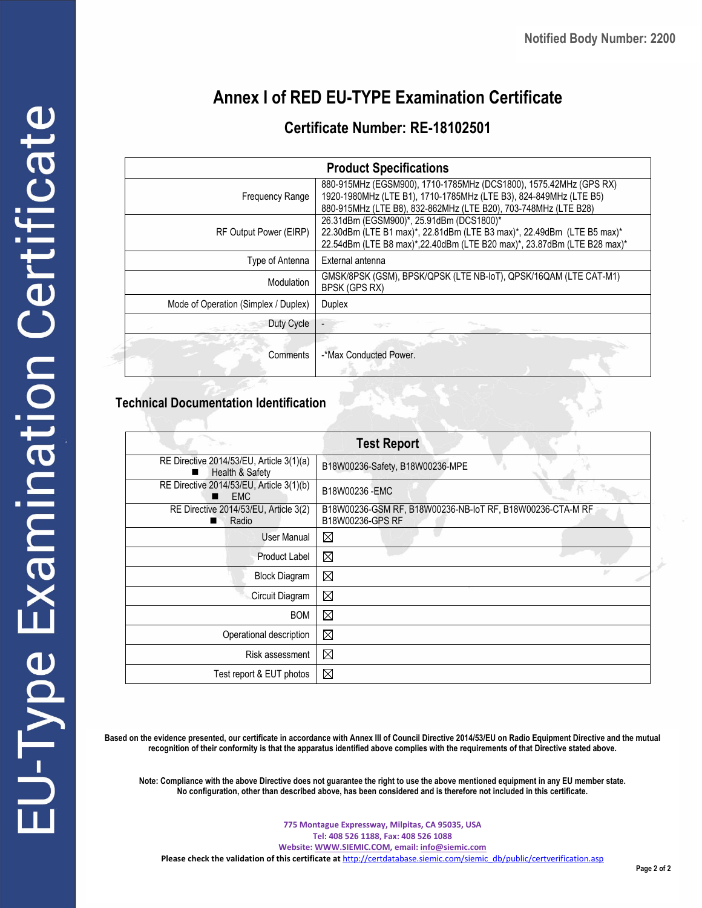Notified Body Number: 2200

# Annex I of RED EU-TYPE Examination Certificate

## Certificate Number: RE-18102501

| Product Specifications | |
|---|---|
| Frequency Range | 880-915MHz (EGSM900), 1710-1785MHz (DCS1800), 1575.42MHz (GPS RX) 1920-1980MHz (LTE B1), 1710-1785MHz (LTE B3), 824-849MHz (LTE B5) 880-915MHz (LTE B8), 832-862MHz (LTE B20), 703-748MHz (LTE B28) |
| RF Output Power (EIRP) | 26.31dBm (EGSM900)*, 25.91dBm (DCS1800)* 22.30dBm (LTE B1 max)*, 22.81dBm (LTE B3 max)*, 22.49dBm (LTE B5 max)* 22.54dBm (LTE B8 max)*,22.40dBm (LTE B20 max)*, 23.87dBm (LTE B28 max)* |
| Type of Antenna | External antenna |
| Modulation | GMSK/8PSK (GSM), BPSK/QPSK (LTE NB-IoT), QPSK/16QAM (LTE CAT-M1) BPSK (GPS RX) |
| Mode of Operation (Simplex / Duplex) | Duplex |
| Duty Cycle | - |
| Comments | -*Max Conducted Power. |

### Technical Documentation Identification

| Test Report | |
|---|---|
| RE Directive 2014/53/EU, Article 3(1)(a) ■ Health & Safety | B18W00236-Safety, B18W00236-MPE |
| RE Directive 2014/53/EU, Article 3(1)(b) ■ EMC | B18W00236 -EMC |
| RE Directive 2014/53/EU, Article 3(2) ■ Radio | B18W00236-GSM RF, B18W00236-NB-IoT RF, B18W00236-CTA-M RF B18W00236-GPS RF |
| User Manual | ☒ |
| Product Label | ☒ |
| Block Diagram | ☒ |
| Circuit Diagram | ☒ |
| BOM | ☒ |
| Operational description | ☒ |
| Risk assessment | ☒ |
| Test report & EUT photos | ☒ |

**Based on the evidence presented, our certificate in accordance with Annex III of Council Directive 2014/53/EU on Radio Equipment Directive and the mutual recognition of their conformity is that the apparatus identified above complies with the requirements of that Directive stated above.**

**Note: Compliance with the above Directive does not guarantee the right to use the above mentioned equipment in any EU member state. No configuration, other than described above, has been considered and is therefore not included in this certificate.**

**775 Montague Expressway, Milpitas, CA 95035, USA**
**Tel: 408 526 1188, Fax: 408 526 1088**
**Website: WWW.SIEMIC.COM, email: info@siemic.com**
**Please check the validation of this certificate at** http://certdatabase.siemic.com/siemic_db/public/certverification.asp

EU-Type Examination Certificate